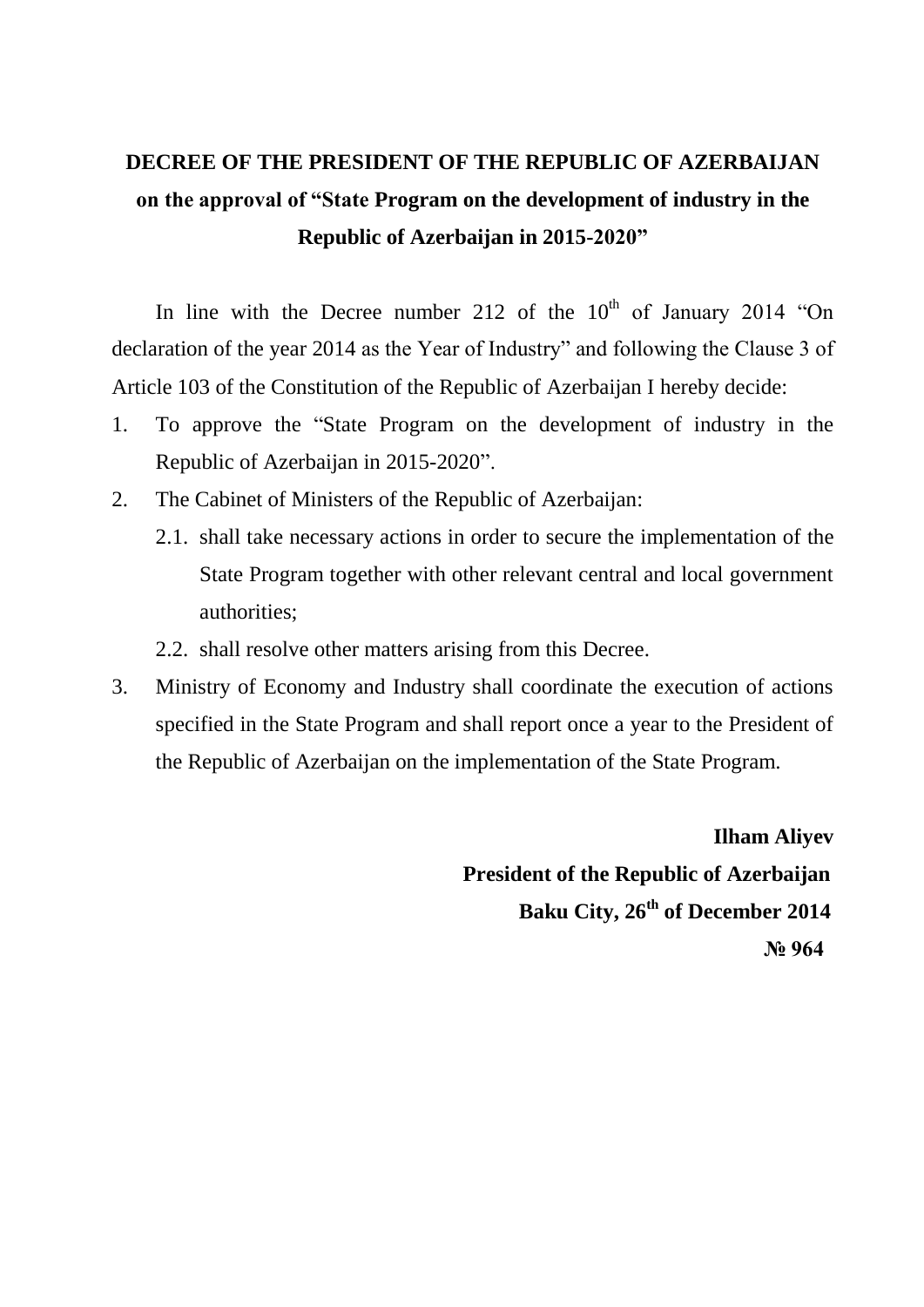# DECREE OF THE PRESIDENT OF THE REPUBLIC OF AZERBAIJAN on the approval of "State Program on the development of industry in the Republic of Azerbaijan in 2015-2020"

In line with the Decree number 212 of the 10th of January 2014 "On declaration of the year 2014 as the Year of Industry" and following the Clause 3 of Article 103 of the Constitution of the Republic of Azerbaijan I hereby decide:

1. To approve the "State Program on the development of industry in the Republic of Azerbaijan in 2015-2020".
2. The Cabinet of Ministers of the Republic of Azerbaijan:
   - 2.1. shall take necessary actions in order to secure the implementation of the State Program together with other relevant central and local government authorities;
   - 2.2. shall resolve other matters arising from this Decree.
3. Ministry of Economy and Industry shall coordinate the execution of actions specified in the State Program and shall report once a year to the President of the Republic of Azerbaijan on the implementation of the State Program.

**Ilham Aliyev**

**President of the Republic of Azerbaijan**

**Baku City, 26th of December 2014**

**№ 964**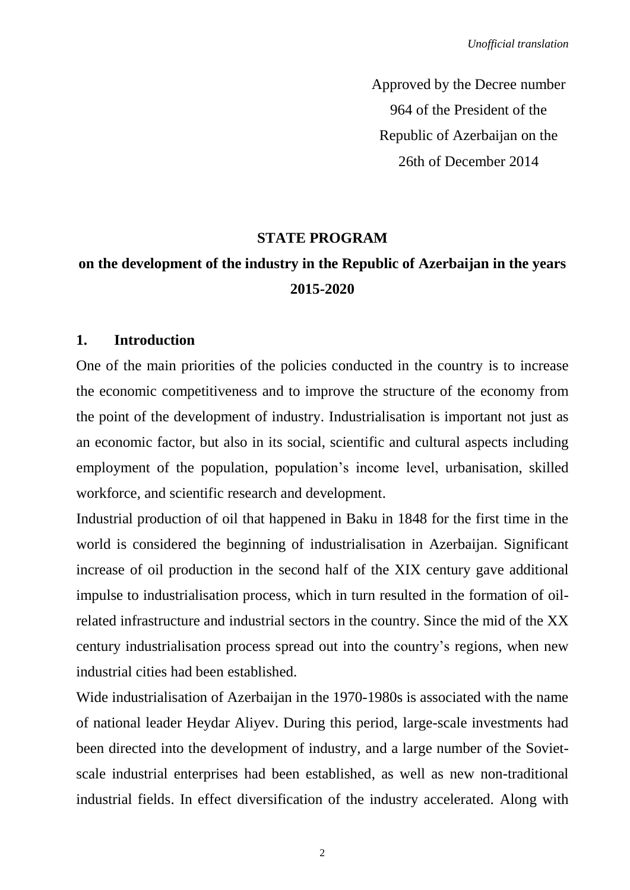*Unofficial translation*

Approved by the Decree number 964 of the President of the Republic of Azerbaijan on the 26th of December 2014

**STATE PROGRAM**

**on the development of the industry in the Republic of Azerbaijan in the years 2015-2020**

## 1. Introduction

One of the main priorities of the policies conducted in the country is to increase the economic competitiveness and to improve the structure of the economy from the point of the development of industry. Industrialisation is important not just as an economic factor, but also in its social, scientific and cultural aspects including employment of the population, population's income level, urbanisation, skilled workforce, and scientific research and development.

Industrial production of oil that happened in Baku in 1848 for the first time in the world is considered the beginning of industrialisation in Azerbaijan. Significant increase of oil production in the second half of the XIX century gave additional impulse to industrialisation process, which in turn resulted in the formation of oil-related infrastructure and industrial sectors in the country. Since the mid of the XX century industrialisation process spread out into the country's regions, when new industrial cities had been established.

Wide industrialisation of Azerbaijan in the 1970-1980s is associated with the name of national leader Heydar Aliyev. During this period, large-scale investments had been directed into the development of industry, and a large number of the Soviet-scale industrial enterprises had been established, as well as new non-traditional industrial fields. In effect diversification of the industry accelerated. Along with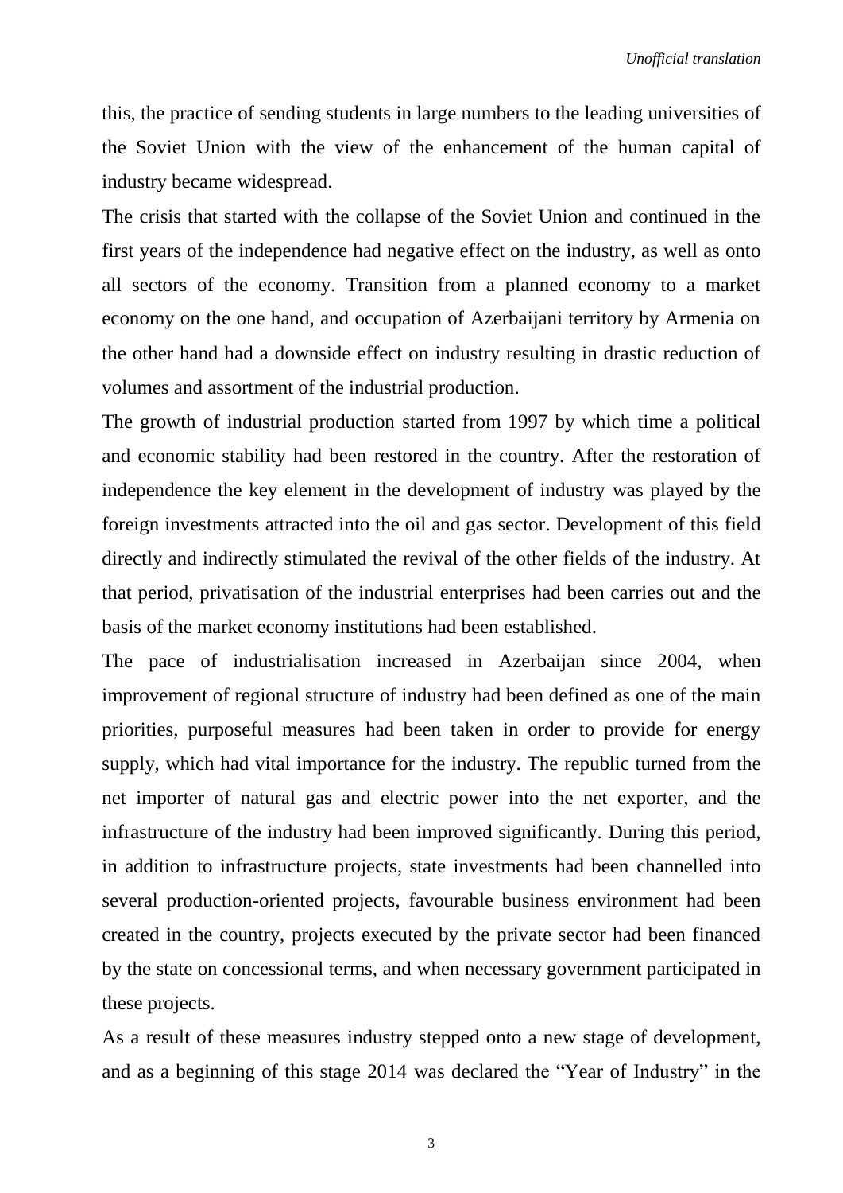this, the practice of sending students in large numbers to the leading universities of the Soviet Union with the view of the enhancement of the human capital of industry became widespread.

The crisis that started with the collapse of the Soviet Union and continued in the first years of the independence had negative effect on the industry, as well as onto all sectors of the economy. Transition from a planned economy to a market economy on the one hand, and occupation of Azerbaijani territory by Armenia on the other hand had a downside effect on industry resulting in drastic reduction of volumes and assortment of the industrial production.

The growth of industrial production started from 1997 by which time a political and economic stability had been restored in the country. After the restoration of independence the key element in the development of industry was played by the foreign investments attracted into the oil and gas sector. Development of this field directly and indirectly stimulated the revival of the other fields of the industry. At that period, privatisation of the industrial enterprises had been carries out and the basis of the market economy institutions had been established.

The pace of industrialisation increased in Azerbaijan since 2004, when improvement of regional structure of industry had been defined as one of the main priorities, purposeful measures had been taken in order to provide for energy supply, which had vital importance for the industry. The republic turned from the net importer of natural gas and electric power into the net exporter, and the infrastructure of the industry had been improved significantly. During this period, in addition to infrastructure projects, state investments had been channelled into several production-oriented projects, favourable business environment had been created in the country, projects executed by the private sector had been financed by the state on concessional terms, and when necessary government participated in these projects.

As a result of these measures industry stepped onto a new stage of development, and as a beginning of this stage 2014 was declared the "Year of Industry" in the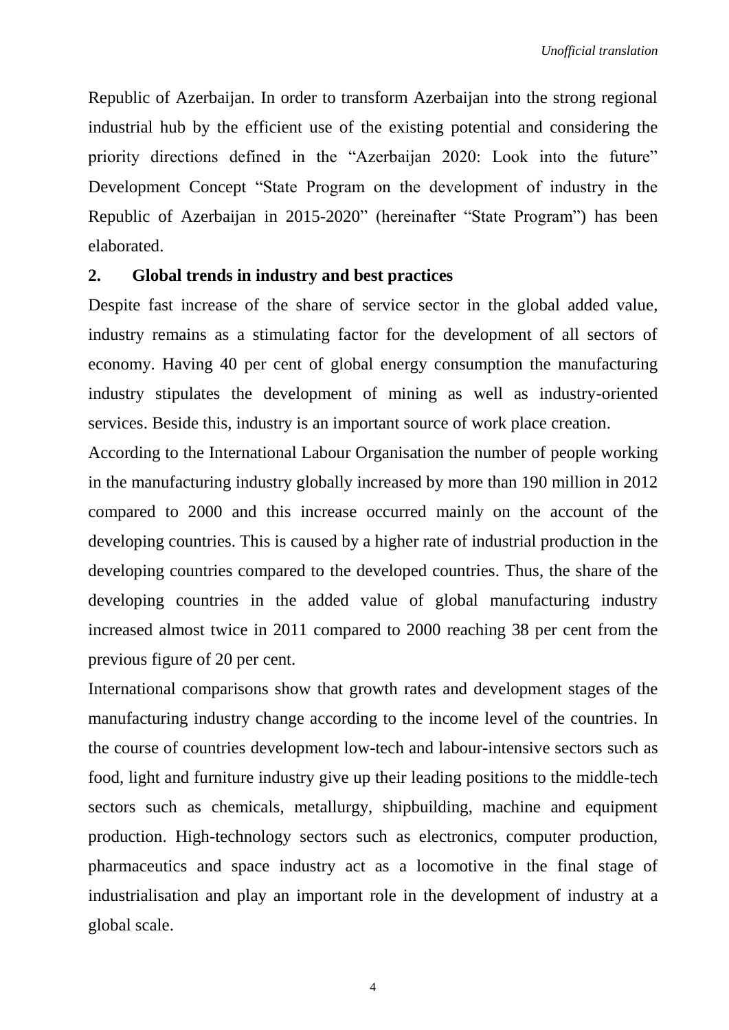Republic of Azerbaijan. In order to transform Azerbaijan into the strong regional industrial hub by the efficient use of the existing potential and considering the priority directions defined in the "Azerbaijan 2020: Look into the future" Development Concept "State Program on the development of industry in the Republic of Azerbaijan in 2015-2020" (hereinafter "State Program") has been elaborated.

## 2. Global trends in industry and best practices

Despite fast increase of the share of service sector in the global added value, industry remains as a stimulating factor for the development of all sectors of economy. Having 40 per cent of global energy consumption the manufacturing industry stipulates the development of mining as well as industry-oriented services. Beside this, industry is an important source of work place creation.

According to the International Labour Organisation the number of people working in the manufacturing industry globally increased by more than 190 million in 2012 compared to 2000 and this increase occurred mainly on the account of the developing countries. This is caused by a higher rate of industrial production in the developing countries compared to the developed countries. Thus, the share of the developing countries in the added value of global manufacturing industry increased almost twice in 2011 compared to 2000 reaching 38 per cent from the previous figure of 20 per cent.

International comparisons show that growth rates and development stages of the manufacturing industry change according to the income level of the countries. In the course of countries development low-tech and labour-intensive sectors such as food, light and furniture industry give up their leading positions to the middle-tech sectors such as chemicals, metallurgy, shipbuilding, machine and equipment production. High-technology sectors such as electronics, computer production, pharmaceutics and space industry act as a locomotive in the final stage of industrialisation and play an important role in the development of industry at a global scale.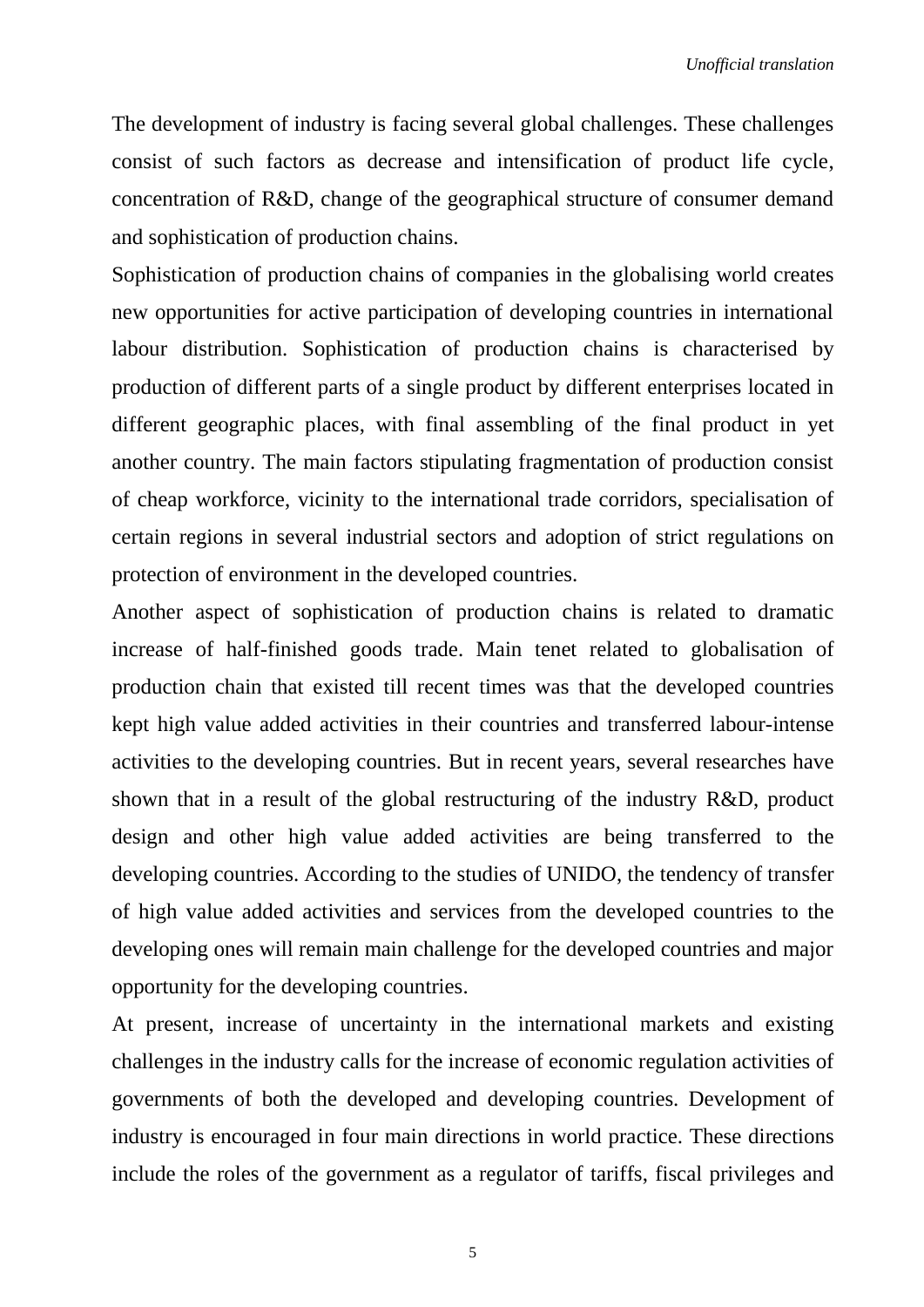The development of industry is facing several global challenges. These challenges consist of such factors as decrease and intensification of product life cycle, concentration of R&D, change of the geographical structure of consumer demand and sophistication of production chains.

Sophistication of production chains of companies in the globalising world creates new opportunities for active participation of developing countries in international labour distribution. Sophistication of production chains is characterised by production of different parts of a single product by different enterprises located in different geographic places, with final assembling of the final product in yet another country. The main factors stipulating fragmentation of production consist of cheap workforce, vicinity to the international trade corridors, specialisation of certain regions in several industrial sectors and adoption of strict regulations on protection of environment in the developed countries.

Another aspect of sophistication of production chains is related to dramatic increase of half-finished goods trade. Main tenet related to globalisation of production chain that existed till recent times was that the developed countries kept high value added activities in their countries and transferred labour-intense activities to the developing countries. But in recent years, several researches have shown that in a result of the global restructuring of the industry R&D, product design and other high value added activities are being transferred to the developing countries. According to the studies of UNIDO, the tendency of transfer of high value added activities and services from the developed countries to the developing ones will remain main challenge for the developed countries and major opportunity for the developing countries.

At present, increase of uncertainty in the international markets and existing challenges in the industry calls for the increase of economic regulation activities of governments of both the developed and developing countries. Development of industry is encouraged in four main directions in world practice. These directions include the roles of the government as a regulator of tariffs, fiscal privileges and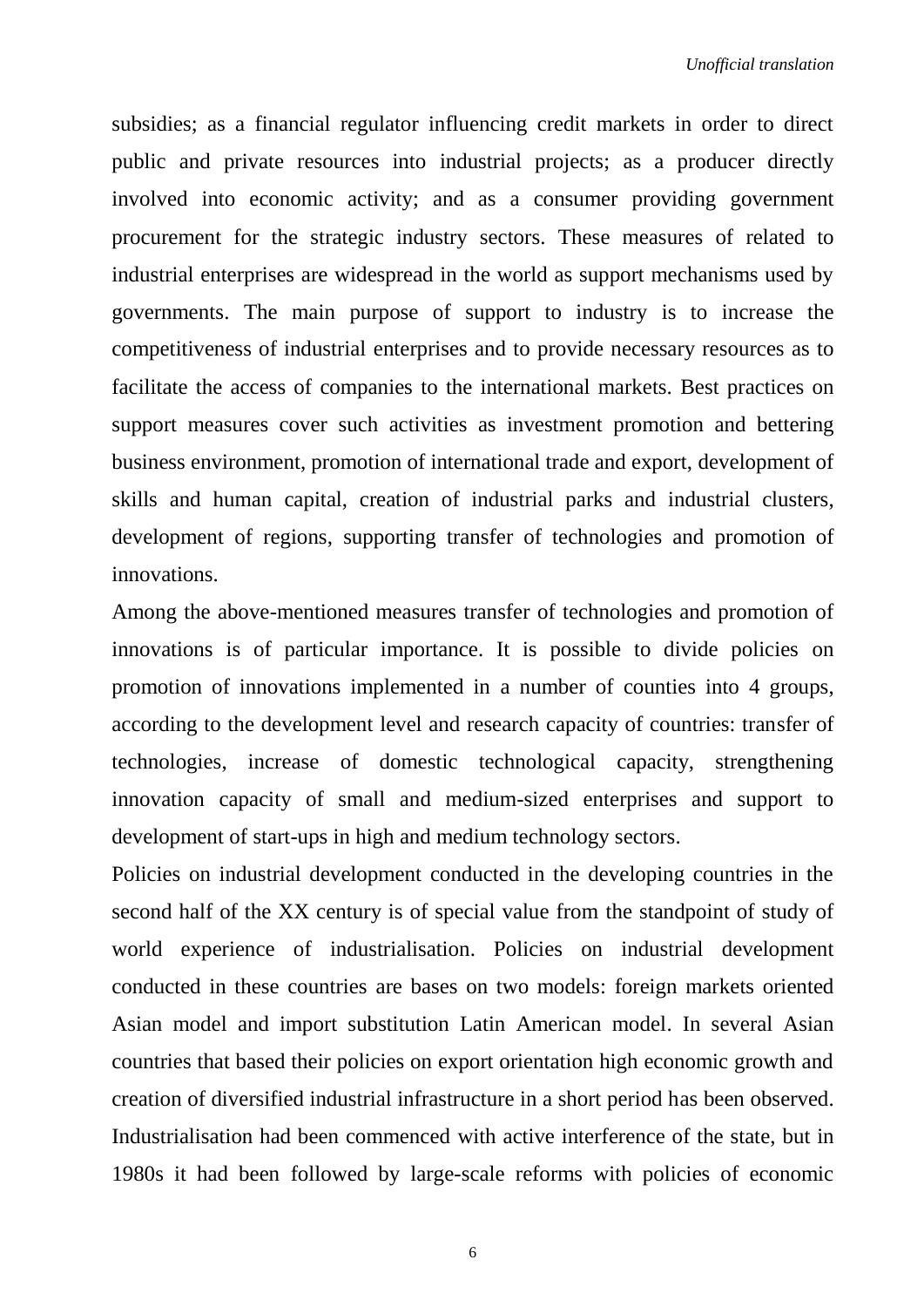subsidies; as a financial regulator influencing credit markets in order to direct public and private resources into industrial projects; as a producer directly involved into economic activity; and as a consumer providing government procurement for the strategic industry sectors. These measures of related to industrial enterprises are widespread in the world as support mechanisms used by governments. The main purpose of support to industry is to increase the competitiveness of industrial enterprises and to provide necessary resources as to facilitate the access of companies to the international markets. Best practices on support measures cover such activities as investment promotion and bettering business environment, promotion of international trade and export, development of skills and human capital, creation of industrial parks and industrial clusters, development of regions, supporting transfer of technologies and promotion of innovations.

Among the above-mentioned measures transfer of technologies and promotion of innovations is of particular importance. It is possible to divide policies on promotion of innovations implemented in a number of counties into 4 groups, according to the development level and research capacity of countries: transfer of technologies, increase of domestic technological capacity, strengthening innovation capacity of small and medium-sized enterprises and support to development of start-ups in high and medium technology sectors.

Policies on industrial development conducted in the developing countries in the second half of the XX century is of special value from the standpoint of study of world experience of industrialisation. Policies on industrial development conducted in these countries are bases on two models: foreign markets oriented Asian model and import substitution Latin American model. In several Asian countries that based their policies on export orientation high economic growth and creation of diversified industrial infrastructure in a short period has been observed. Industrialisation had been commenced with active interference of the state, but in 1980s it had been followed by large-scale reforms with policies of economic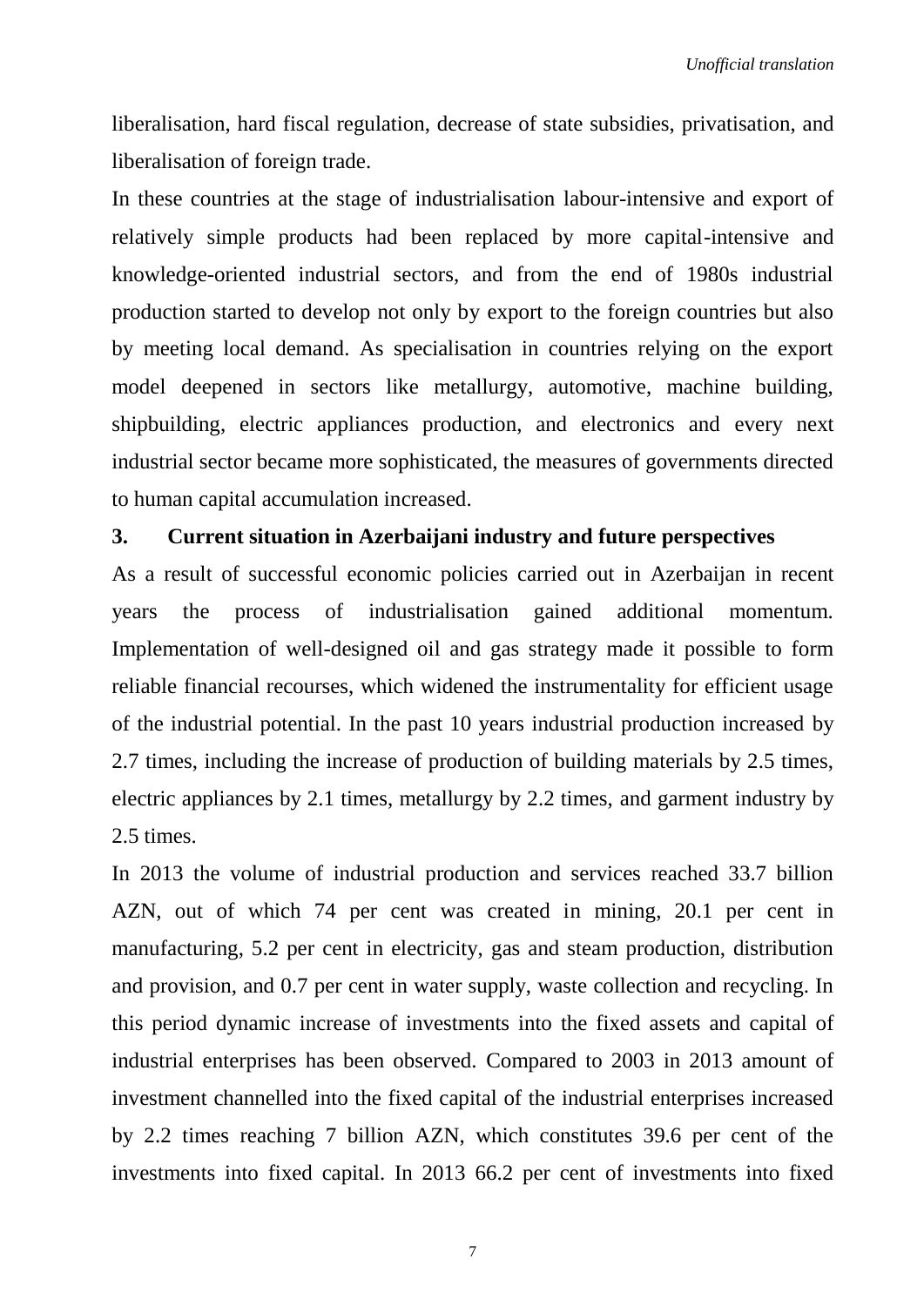liberalisation, hard fiscal regulation, decrease of state subsidies, privatisation, and liberalisation of foreign trade.

In these countries at the stage of industrialisation labour-intensive and export of relatively simple products had been replaced by more capital-intensive and knowledge-oriented industrial sectors, and from the end of 1980s industrial production started to develop not only by export to the foreign countries but also by meeting local demand. As specialisation in countries relying on the export model deepened in sectors like metallurgy, automotive, machine building, shipbuilding, electric appliances production, and electronics and every next industrial sector became more sophisticated, the measures of governments directed to human capital accumulation increased.

## 3. Current situation in Azerbaijani industry and future perspectives

As a result of successful economic policies carried out in Azerbaijan in recent years the process of industrialisation gained additional momentum. Implementation of well-designed oil and gas strategy made it possible to form reliable financial recourses, which widened the instrumentality for efficient usage of the industrial potential. In the past 10 years industrial production increased by 2.7 times, including the increase of production of building materials by 2.5 times, electric appliances by 2.1 times, metallurgy by 2.2 times, and garment industry by 2.5 times.

In 2013 the volume of industrial production and services reached 33.7 billion AZN, out of which 74 per cent was created in mining, 20.1 per cent in manufacturing, 5.2 per cent in electricity, gas and steam production, distribution and provision, and 0.7 per cent in water supply, waste collection and recycling. In this period dynamic increase of investments into the fixed assets and capital of industrial enterprises has been observed. Compared to 2003 in 2013 amount of investment channelled into the fixed capital of the industrial enterprises increased by 2.2 times reaching 7 billion AZN, which constitutes 39.6 per cent of the investments into fixed capital. In 2013 66.2 per cent of investments into fixed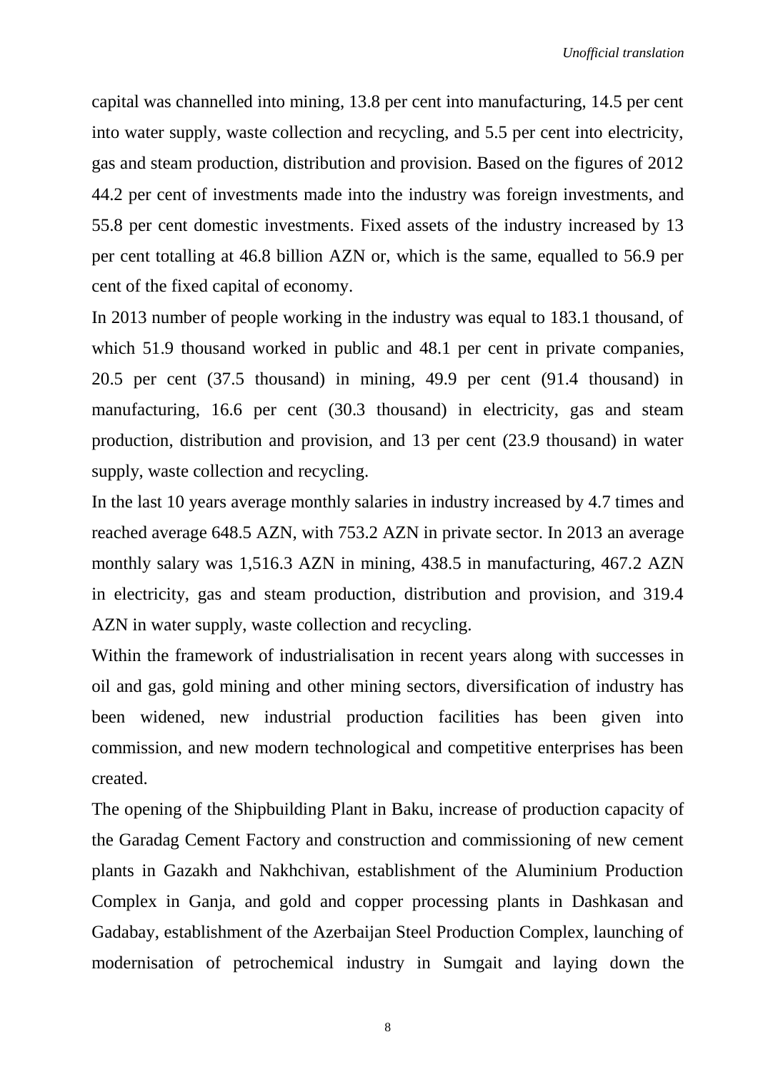capital was channelled into mining, 13.8 per cent into manufacturing, 14.5 per cent into water supply, waste collection and recycling, and 5.5 per cent into electricity, gas and steam production, distribution and provision. Based on the figures of 2012 44.2 per cent of investments made into the industry was foreign investments, and 55.8 per cent domestic investments. Fixed assets of the industry increased by 13 per cent totalling at 46.8 billion AZN or, which is the same, equalled to 56.9 per cent of the fixed capital of economy.

In 2013 number of people working in the industry was equal to 183.1 thousand, of which 51.9 thousand worked in public and 48.1 per cent in private companies, 20.5 per cent (37.5 thousand) in mining, 49.9 per cent (91.4 thousand) in manufacturing, 16.6 per cent (30.3 thousand) in electricity, gas and steam production, distribution and provision, and 13 per cent (23.9 thousand) in water supply, waste collection and recycling.

In the last 10 years average monthly salaries in industry increased by 4.7 times and reached average 648.5 AZN, with 753.2 AZN in private sector. In 2013 an average monthly salary was 1,516.3 AZN in mining, 438.5 in manufacturing, 467.2 AZN in electricity, gas and steam production, distribution and provision, and 319.4 AZN in water supply, waste collection and recycling.

Within the framework of industrialisation in recent years along with successes in oil and gas, gold mining and other mining sectors, diversification of industry has been widened, new industrial production facilities has been given into commission, and new modern technological and competitive enterprises has been created.

The opening of the Shipbuilding Plant in Baku, increase of production capacity of the Garadag Cement Factory and construction and commissioning of new cement plants in Gazakh and Nakhchivan, establishment of the Aluminium Production Complex in Ganja, and gold and copper processing plants in Dashkasan and Gadabay, establishment of the Azerbaijan Steel Production Complex, launching of modernisation of petrochemical industry in Sumgait and laying down the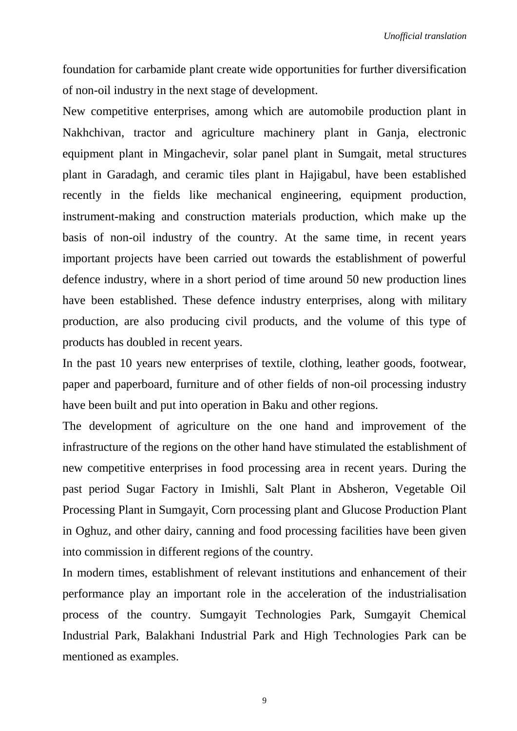foundation for carbamide plant create wide opportunities for further diversification of non-oil industry in the next stage of development.

New competitive enterprises, among which are automobile production plant in Nakhchivan, tractor and agriculture machinery plant in Ganja, electronic equipment plant in Mingachevir, solar panel plant in Sumgait, metal structures plant in Garadagh, and ceramic tiles plant in Hajigabul, have been established recently in the fields like mechanical engineering, equipment production, instrument-making and construction materials production, which make up the basis of non-oil industry of the country. At the same time, in recent years important projects have been carried out towards the establishment of powerful defence industry, where in a short period of time around 50 new production lines have been established. These defence industry enterprises, along with military production, are also producing civil products, and the volume of this type of products has doubled in recent years.

In the past 10 years new enterprises of textile, clothing, leather goods, footwear, paper and paperboard, furniture and of other fields of non-oil processing industry have been built and put into operation in Baku and other regions.

The development of agriculture on the one hand and improvement of the infrastructure of the regions on the other hand have stimulated the establishment of new competitive enterprises in food processing area in recent years. During the past period Sugar Factory in Imishli, Salt Plant in Absheron, Vegetable Oil Processing Plant in Sumgayit, Corn processing plant and Glucose Production Plant in Oghuz, and other dairy, canning and food processing facilities have been given into commission in different regions of the country.

In modern times, establishment of relevant institutions and enhancement of their performance play an important role in the acceleration of the industrialisation process of the country. Sumgayit Technologies Park, Sumgayit Chemical Industrial Park, Balakhani Industrial Park and High Technologies Park can be mentioned as examples.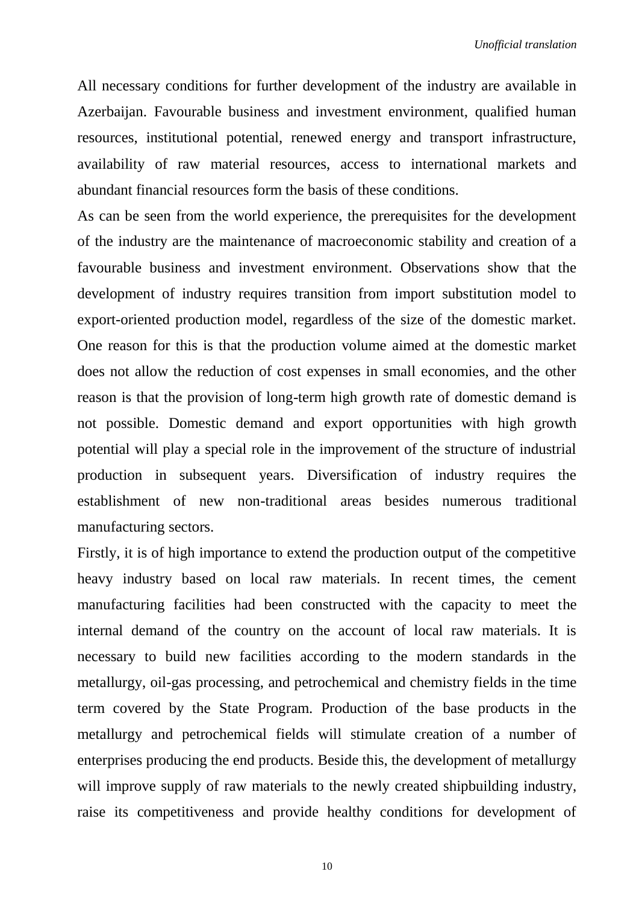All necessary conditions for further development of the industry are available in Azerbaijan. Favourable business and investment environment, qualified human resources, institutional potential, renewed energy and transport infrastructure, availability of raw material resources, access to international markets and abundant financial resources form the basis of these conditions.

As can be seen from the world experience, the prerequisites for the development of the industry are the maintenance of macroeconomic stability and creation of a favourable business and investment environment. Observations show that the development of industry requires transition from import substitution model to export-oriented production model, regardless of the size of the domestic market. One reason for this is that the production volume aimed at the domestic market does not allow the reduction of cost expenses in small economies, and the other reason is that the provision of long-term high growth rate of domestic demand is not possible. Domestic demand and export opportunities with high growth potential will play a special role in the improvement of the structure of industrial production in subsequent years. Diversification of industry requires the establishment of new non-traditional areas besides numerous traditional manufacturing sectors.

Firstly, it is of high importance to extend the production output of the competitive heavy industry based on local raw materials. In recent times, the cement manufacturing facilities had been constructed with the capacity to meet the internal demand of the country on the account of local raw materials. It is necessary to build new facilities according to the modern standards in the metallurgy, oil-gas processing, and petrochemical and chemistry fields in the time term covered by the State Program. Production of the base products in the metallurgy and petrochemical fields will stimulate creation of a number of enterprises producing the end products. Beside this, the development of metallurgy will improve supply of raw materials to the newly created shipbuilding industry, raise its competitiveness and provide healthy conditions for development of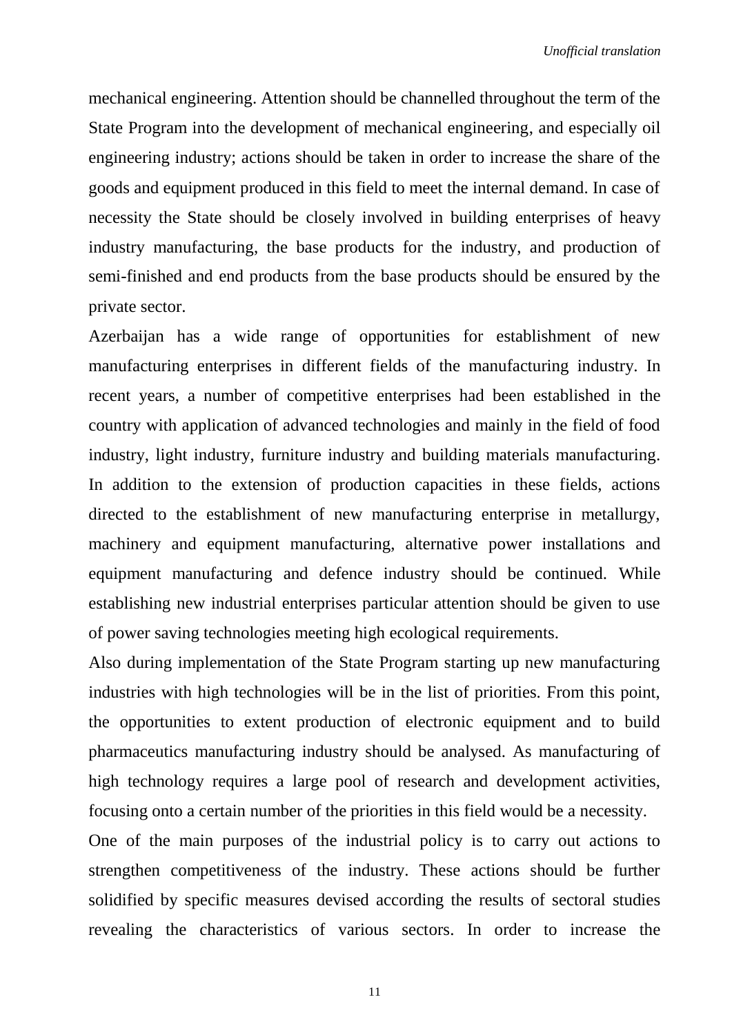mechanical engineering. Attention should be channelled throughout the term of the State Program into the development of mechanical engineering, and especially oil engineering industry; actions should be taken in order to increase the share of the goods and equipment produced in this field to meet the internal demand. In case of necessity the State should be closely involved in building enterprises of heavy industry manufacturing, the base products for the industry, and production of semi-finished and end products from the base products should be ensured by the private sector.

Azerbaijan has a wide range of opportunities for establishment of new manufacturing enterprises in different fields of the manufacturing industry. In recent years, a number of competitive enterprises had been established in the country with application of advanced technologies and mainly in the field of food industry, light industry, furniture industry and building materials manufacturing. In addition to the extension of production capacities in these fields, actions directed to the establishment of new manufacturing enterprise in metallurgy, machinery and equipment manufacturing, alternative power installations and equipment manufacturing and defence industry should be continued. While establishing new industrial enterprises particular attention should be given to use of power saving technologies meeting high ecological requirements.

Also during implementation of the State Program starting up new manufacturing industries with high technologies will be in the list of priorities. From this point, the opportunities to extent production of electronic equipment and to build pharmaceutics manufacturing industry should be analysed. As manufacturing of high technology requires a large pool of research and development activities, focusing onto a certain number of the priorities in this field would be a necessity.

One of the main purposes of the industrial policy is to carry out actions to strengthen competitiveness of the industry. These actions should be further solidified by specific measures devised according the results of sectoral studies revealing the characteristics of various sectors. In order to increase the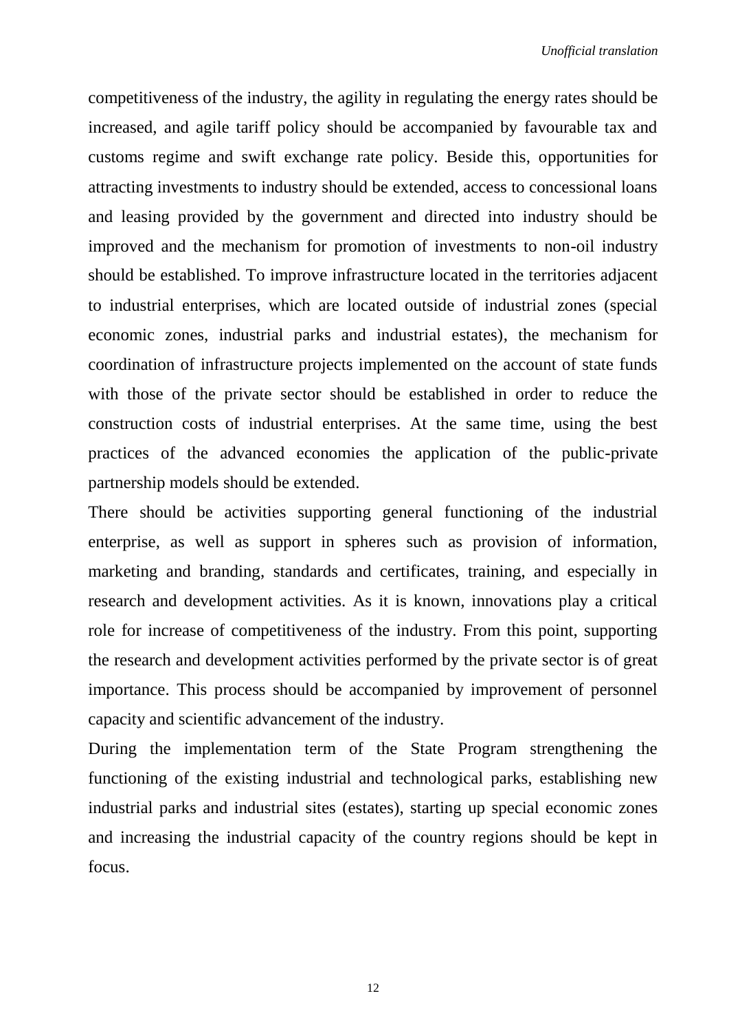competitiveness of the industry, the agility in regulating the energy rates should be increased, and agile tariff policy should be accompanied by favourable tax and customs regime and swift exchange rate policy. Beside this, opportunities for attracting investments to industry should be extended, access to concessional loans and leasing provided by the government and directed into industry should be improved and the mechanism for promotion of investments to non-oil industry should be established. To improve infrastructure located in the territories adjacent to industrial enterprises, which are located outside of industrial zones (special economic zones, industrial parks and industrial estates), the mechanism for coordination of infrastructure projects implemented on the account of state funds with those of the private sector should be established in order to reduce the construction costs of industrial enterprises. At the same time, using the best practices of the advanced economies the application of the public-private partnership models should be extended.

There should be activities supporting general functioning of the industrial enterprise, as well as support in spheres such as provision of information, marketing and branding, standards and certificates, training, and especially in research and development activities. As it is known, innovations play a critical role for increase of competitiveness of the industry. From this point, supporting the research and development activities performed by the private sector is of great importance. This process should be accompanied by improvement of personnel capacity and scientific advancement of the industry.

During the implementation term of the State Program strengthening the functioning of the existing industrial and technological parks, establishing new industrial parks and industrial sites (estates), starting up special economic zones and increasing the industrial capacity of the country regions should be kept in focus.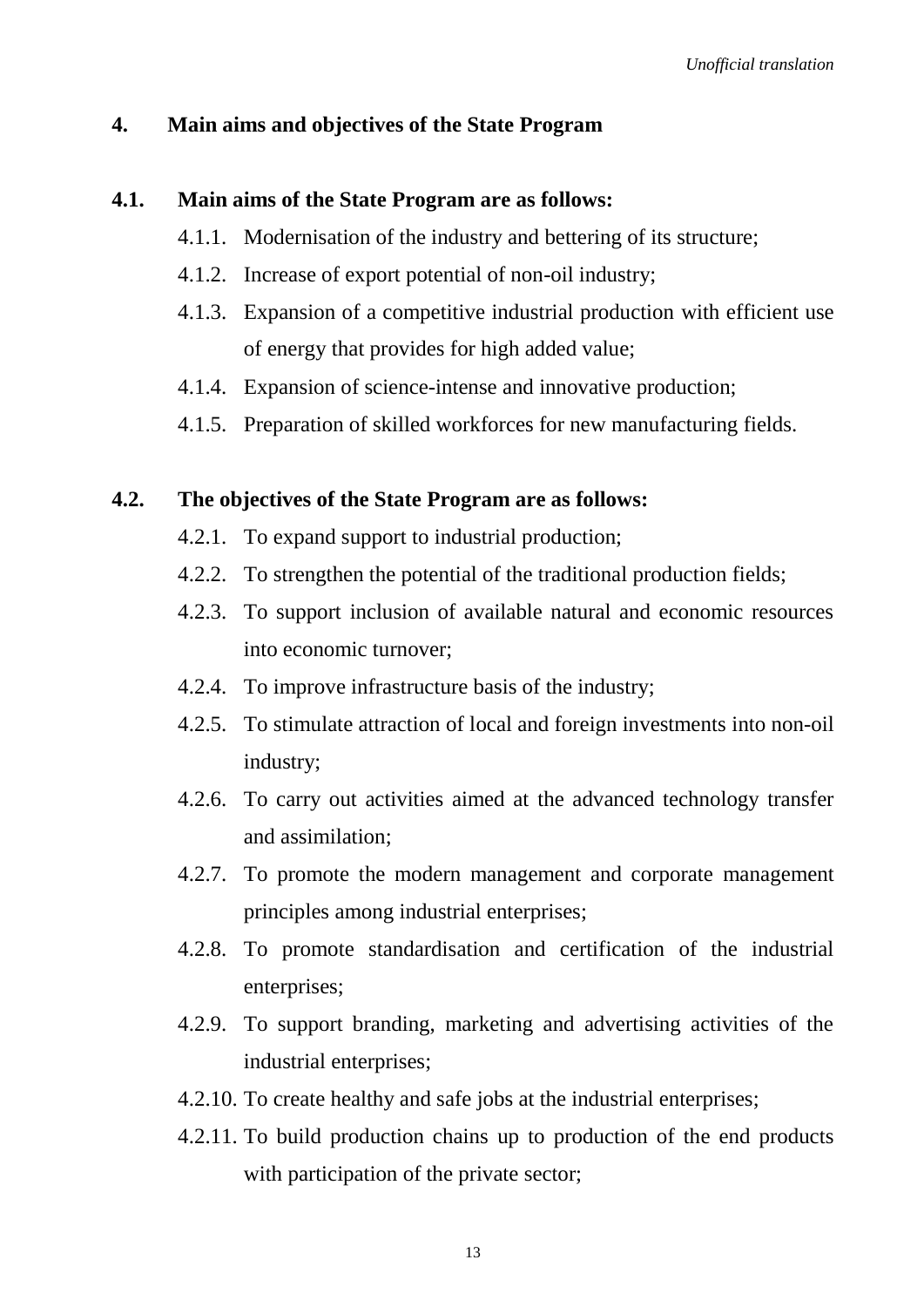## 4. Main aims and objectives of the State Program

### 4.1. Main aims of the State Program are as follows:

4.1.1. Modernisation of the industry and bettering of its structure;

4.1.2. Increase of export potential of non-oil industry;

4.1.3. Expansion of a competitive industrial production with efficient use of energy that provides for high added value;

4.1.4. Expansion of science-intense and innovative production;

4.1.5. Preparation of skilled workforces for new manufacturing fields.

### 4.2. The objectives of the State Program are as follows:

4.2.1. To expand support to industrial production;

4.2.2. To strengthen the potential of the traditional production fields;

4.2.3. To support inclusion of available natural and economic resources into economic turnover;

4.2.4. To improve infrastructure basis of the industry;

4.2.5. To stimulate attraction of local and foreign investments into non-oil industry;

4.2.6. To carry out activities aimed at the advanced technology transfer and assimilation;

4.2.7. To promote the modern management and corporate management principles among industrial enterprises;

4.2.8. To promote standardisation and certification of the industrial enterprises;

4.2.9. To support branding, marketing and advertising activities of the industrial enterprises;

4.2.10. To create healthy and safe jobs at the industrial enterprises;

4.2.11. To build production chains up to production of the end products with participation of the private sector;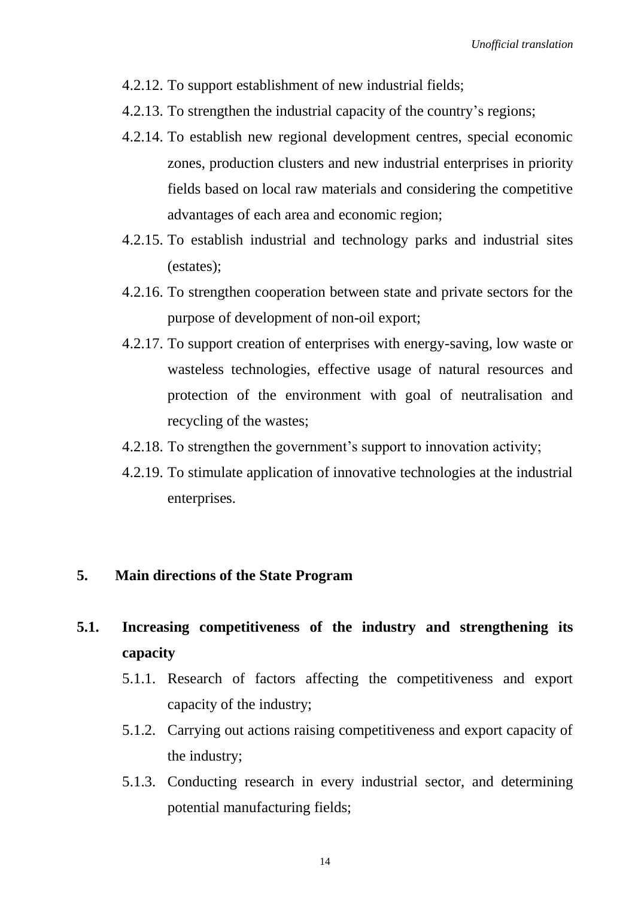- 4.2.12. To support establishment of new industrial fields;
- 4.2.13. To strengthen the industrial capacity of the country's regions;
- 4.2.14. To establish new regional development centres, special economic zones, production clusters and new industrial enterprises in priority fields based on local raw materials and considering the competitive advantages of each area and economic region;
- 4.2.15. To establish industrial and technology parks and industrial sites (estates);
- 4.2.16. To strengthen cooperation between state and private sectors for the purpose of development of non-oil export;
- 4.2.17. To support creation of enterprises with energy-saving, low waste or wasteless technologies, effective usage of natural resources and protection of the environment with goal of neutralisation and recycling of the wastes;
- 4.2.18. To strengthen the government's support to innovation activity;
- 4.2.19. To stimulate application of innovative technologies at the industrial enterprises.

## 5. Main directions of the State Program

### 5.1. Increasing competitiveness of the industry and strengthening its capacity

- 5.1.1. Research of factors affecting the competitiveness and export capacity of the industry;
- 5.1.2. Carrying out actions raising competitiveness and export capacity of the industry;
- 5.1.3. Conducting research in every industrial sector, and determining potential manufacturing fields;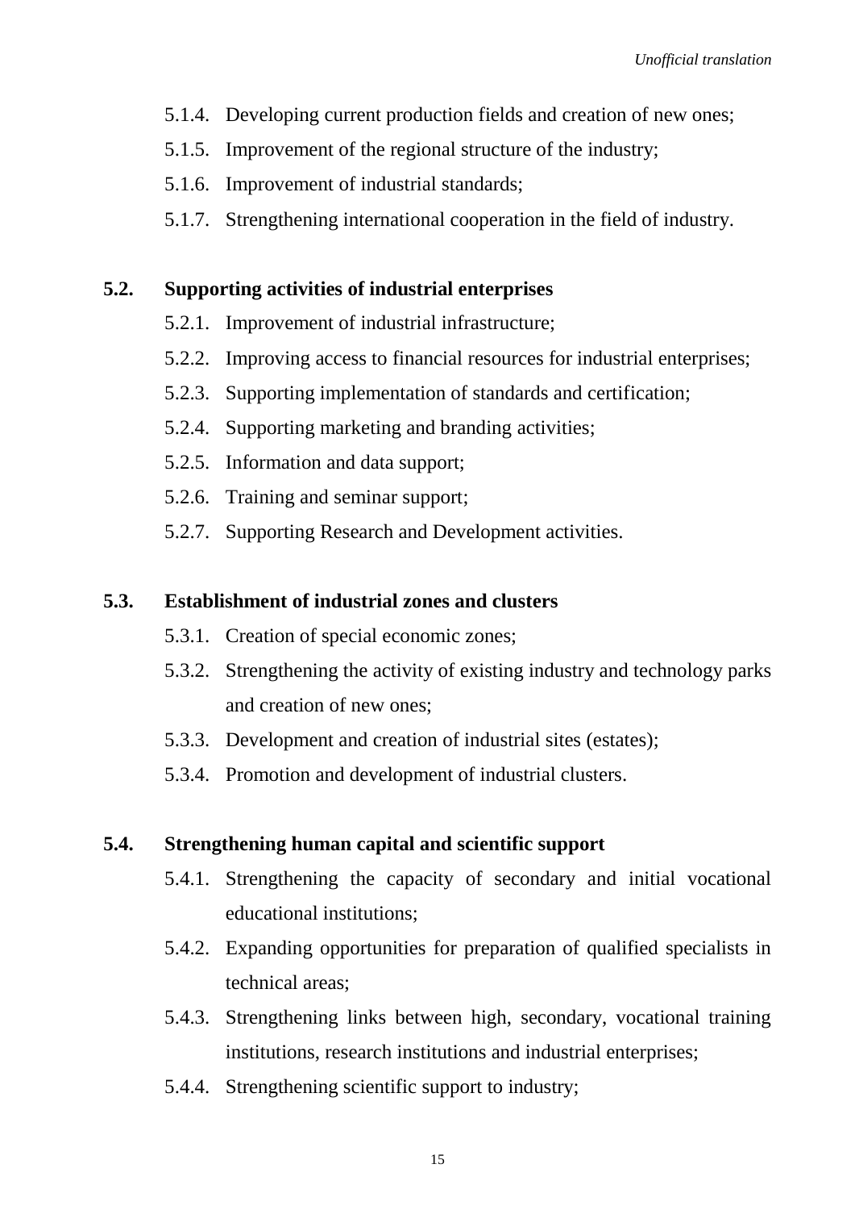5.1.4. Developing current production fields and creation of new ones;

5.1.5. Improvement of the regional structure of the industry;

5.1.6. Improvement of industrial standards;

5.1.7. Strengthening international cooperation in the field of industry.

**5.2. Supporting activities of industrial enterprises**

5.2.1. Improvement of industrial infrastructure;

5.2.2. Improving access to financial resources for industrial enterprises;

5.2.3. Supporting implementation of standards and certification;

5.2.4. Supporting marketing and branding activities;

5.2.5. Information and data support;

5.2.6. Training and seminar support;

5.2.7. Supporting Research and Development activities.

**5.3. Establishment of industrial zones and clusters**

5.3.1. Creation of special economic zones;

5.3.2. Strengthening the activity of existing industry and technology parks and creation of new ones;

5.3.3. Development and creation of industrial sites (estates);

5.3.4. Promotion and development of industrial clusters.

**5.4. Strengthening human capital and scientific support**

5.4.1. Strengthening the capacity of secondary and initial vocational educational institutions;

5.4.2. Expanding opportunities for preparation of qualified specialists in technical areas;

5.4.3. Strengthening links between high, secondary, vocational training institutions, research institutions and industrial enterprises;

5.4.4. Strengthening scientific support to industry;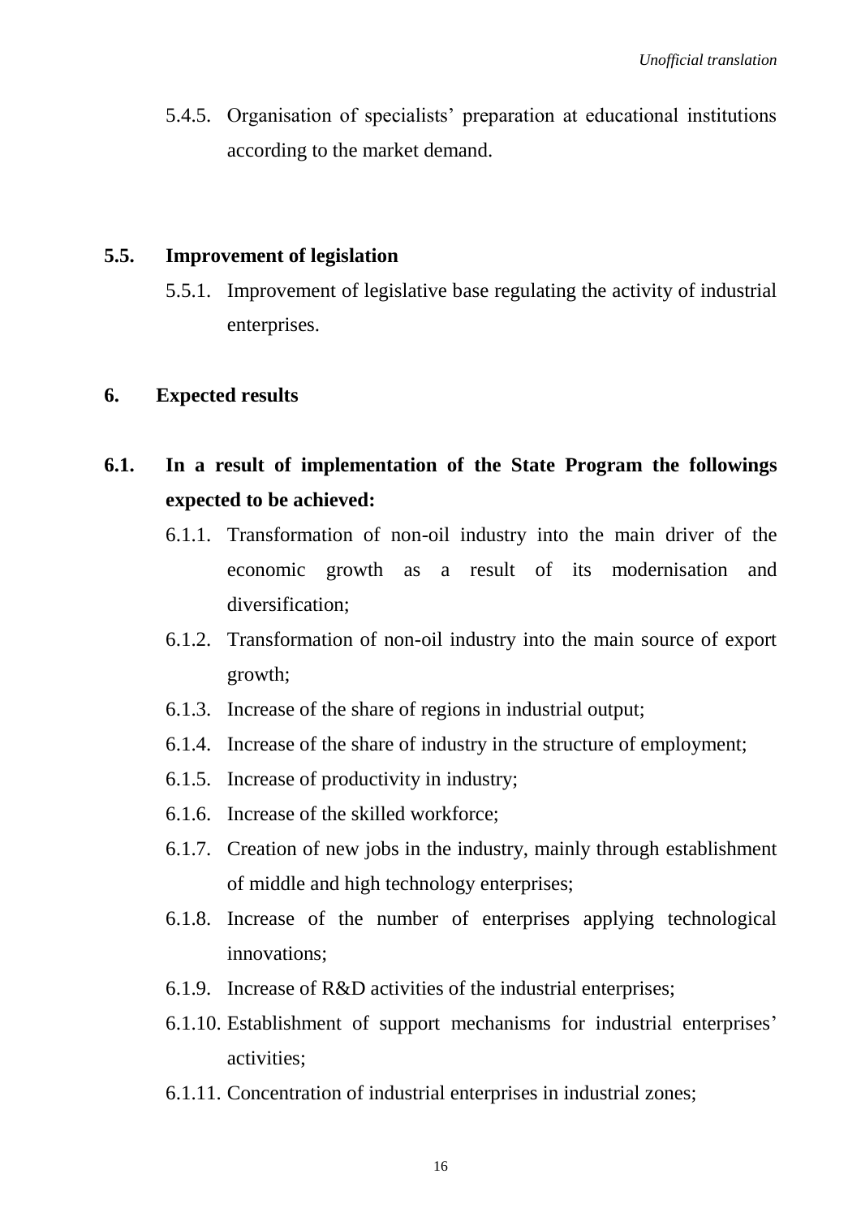5.4.5. Organisation of specialists' preparation at educational institutions according to the market demand.

### 5.5. Improvement of legislation

5.5.1. Improvement of legislative base regulating the activity of industrial enterprises.

## 6. Expected results

### 6.1. In a result of implementation of the State Program the followings expected to be achieved:

6.1.1. Transformation of non-oil industry into the main driver of the economic growth as a result of its modernisation and diversification;

6.1.2. Transformation of non-oil industry into the main source of export growth;

6.1.3. Increase of the share of regions in industrial output;

6.1.4. Increase of the share of industry in the structure of employment;

6.1.5. Increase of productivity in industry;

6.1.6. Increase of the skilled workforce;

6.1.7. Creation of new jobs in the industry, mainly through establishment of middle and high technology enterprises;

6.1.8. Increase of the number of enterprises applying technological innovations;

6.1.9. Increase of R&D activities of the industrial enterprises;

6.1.10. Establishment of support mechanisms for industrial enterprises' activities;

6.1.11. Concentration of industrial enterprises in industrial zones;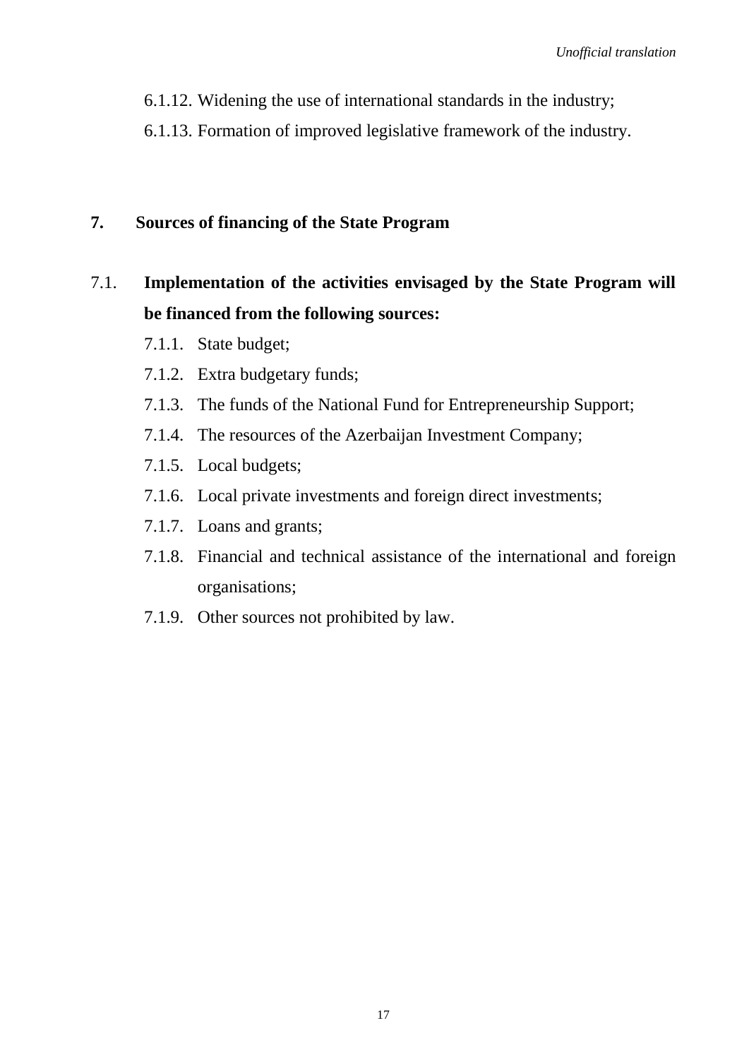6.1.12. Widening the use of international standards in the industry;

6.1.13. Formation of improved legislative framework of the industry.

## 7. Sources of financing of the State Program

7.1. **Implementation of the activities envisaged by the State Program will be financed from the following sources:**

7.1.1. State budget;

7.1.2. Extra budgetary funds;

7.1.3. The funds of the National Fund for Entrepreneurship Support;

7.1.4. The resources of the Azerbaijan Investment Company;

7.1.5. Local budgets;

7.1.6. Local private investments and foreign direct investments;

7.1.7. Loans and grants;

7.1.8. Financial and technical assistance of the international and foreign organisations;

7.1.9. Other sources not prohibited by law.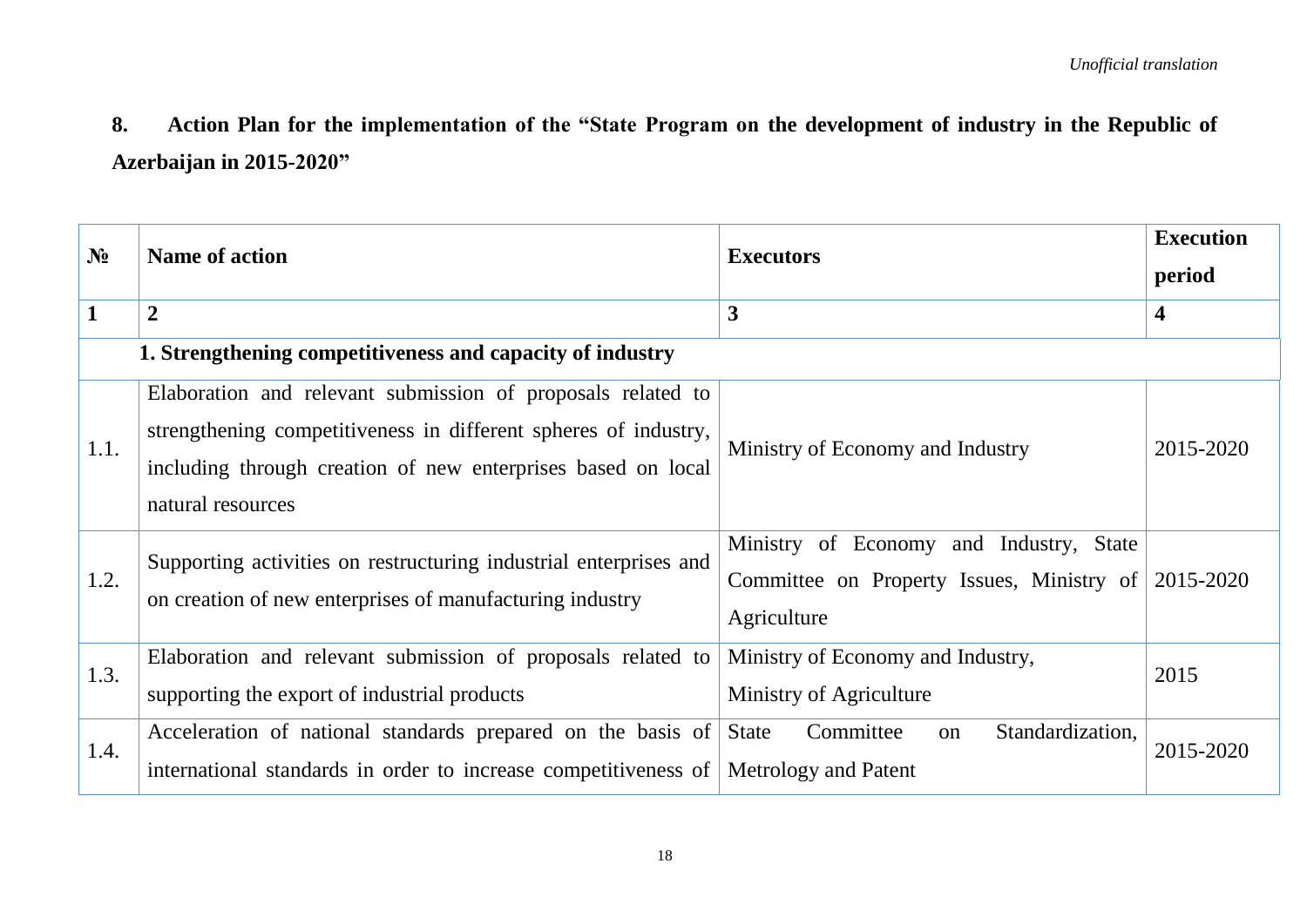*Unofficial translation*

## 8. Action Plan for the implementation of the "State Program on the development of industry in the Republic of Azerbaijan in 2015-2020"

| № | Name of action | Executors | Execution period |
|---|---|---|---|
| **1** | **2** | **3** | **4** |
| | **1. Strengthening competitiveness and capacity of industry** | | |
| 1.1. | Elaboration and relevant submission of proposals related to strengthening competitiveness in different spheres of industry, including through creation of new enterprises based on local natural resources | Ministry of Economy and Industry | 2015-2020 |
| 1.2. | Supporting activities on restructuring industrial enterprises and on creation of new enterprises of manufacturing industry | Ministry of Economy and Industry, State Committee on Property Issues, Ministry of Agriculture | 2015-2020 |
| 1.3. | Elaboration and relevant submission of proposals related to supporting the export of industrial products | Ministry of Economy and Industry, Ministry of Agriculture | 2015 |
| 1.4. | Acceleration of national standards prepared on the basis of international standards in order to increase competitiveness of | State Committee on Standardization, Metrology and Patent | 2015-2020 |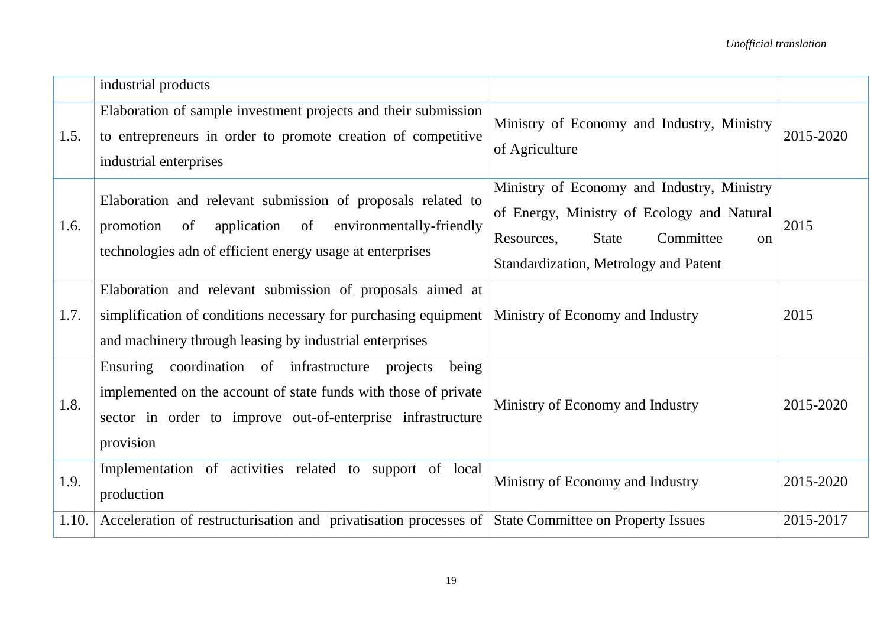|  |  |  |  |
|---|---|---|---|
|  | industrial products |  |  |
| 1.5. | Elaboration of sample investment projects and their submission to entrepreneurs in order to promote creation of competitive industrial enterprises | Ministry of Economy and Industry, Ministry of Agriculture | 2015-2020 |
| 1.6. | Elaboration and relevant submission of proposals related to promotion of application of environmentally-friendly technologies adn of efficient energy usage at enterprises | Ministry of Economy and Industry, Ministry of Energy, Ministry of Ecology and Natural Resources, State Committee on Standardization, Metrology and Patent | 2015 |
| 1.7. | Elaboration and relevant submission of proposals aimed at simplification of conditions necessary for purchasing equipment and machinery through leasing by industrial enterprises | Ministry of Economy and Industry | 2015 |
| 1.8. | Ensuring coordination of infrastructure projects being implemented on the account of state funds with those of private sector in order to improve out-of-enterprise infrastructure provision | Ministry of Economy and Industry | 2015-2020 |
| 1.9. | Implementation of activities related to support of local production | Ministry of Economy and Industry | 2015-2020 |
| 1.10. | Acceleration of restructurisation and privatisation processes of | State Committee on Property Issues | 2015-2017 |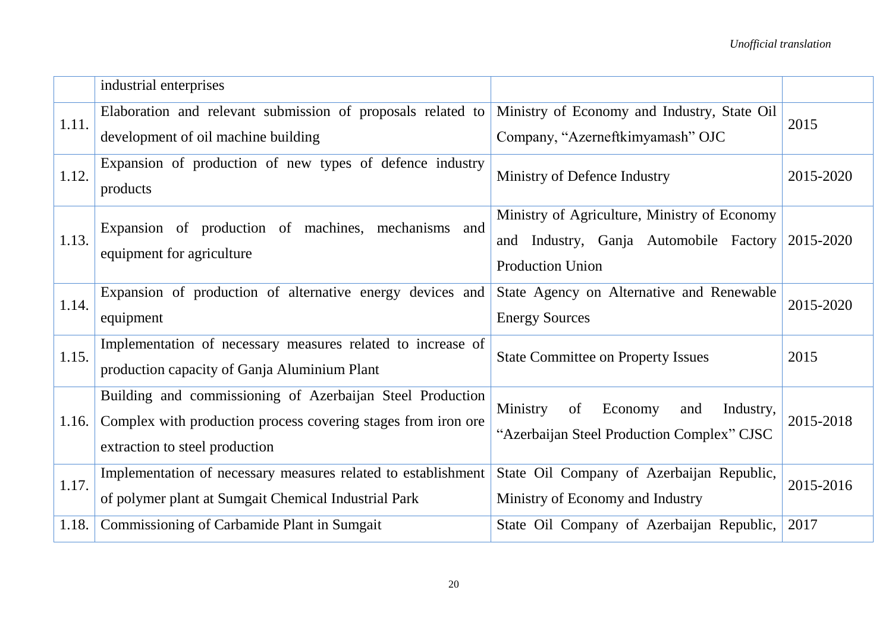| | | | |
|---|---|---|---|
| | industrial enterprises | | |
| 1.11. | Elaboration and relevant submission of proposals related to development of oil machine building | Ministry of Economy and Industry, State Oil Company, "Azerneftkimyamash" OJC | 2015 |
| 1.12. | Expansion of production of new types of defence industry products | Ministry of Defence Industry | 2015-2020 |
| 1.13. | Expansion of production of machines, mechanisms and equipment for agriculture | Ministry of Agriculture, Ministry of Economy and Industry, Ganja Automobile Factory Production Union | 2015-2020 |
| 1.14. | Expansion of production of alternative energy devices and equipment | State Agency on Alternative and Renewable Energy Sources | 2015-2020 |
| 1.15. | Implementation of necessary measures related to increase of production capacity of Ganja Aluminium Plant | State Committee on Property Issues | 2015 |
| 1.16. | Building and commissioning of Azerbaijan Steel Production Complex with production process covering stages from iron ore extraction to steel production | Ministry of Economy and Industry, "Azerbaijan Steel Production Complex" CJSC | 2015-2018 |
| 1.17. | Implementation of necessary measures related to establishment of polymer plant at Sumgait Chemical Industrial Park | State Oil Company of Azerbaijan Republic, Ministry of Economy and Industry | 2015-2016 |
| 1.18. | Commissioning of Carbamide Plant in Sumgait | State Oil Company of Azerbaijan Republic, | 2017 |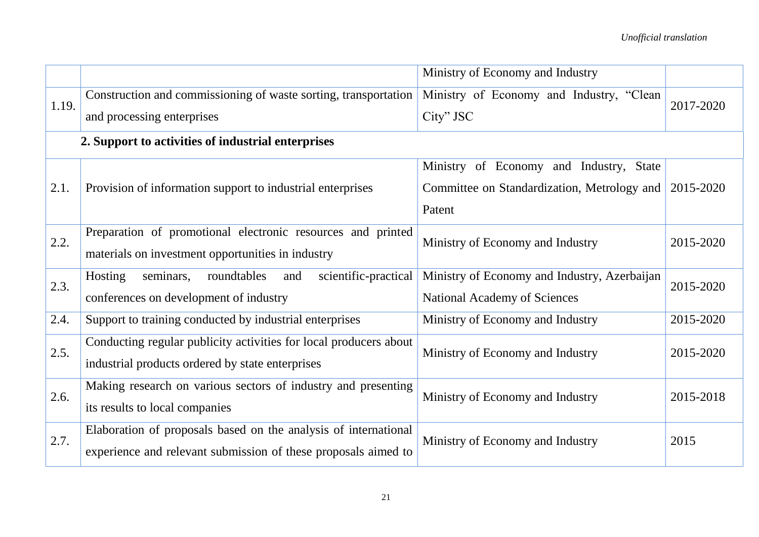| | | | |
|---|---|---|---|
| | | Ministry of Economy and Industry | |
| 1.19. | Construction and commissioning of waste sorting, transportation and processing enterprises | Ministry of Economy and Industry, "Clean City" JSC | 2017-2020 |
| | **2. Support to activities of industrial enterprises** | | |
| 2.1. | Provision of information support to industrial enterprises | Ministry of Economy and Industry, State Committee on Standardization, Metrology and Patent | 2015-2020 |
| 2.2. | Preparation of promotional electronic resources and printed materials on investment opportunities in industry | Ministry of Economy and Industry | 2015-2020 |
| 2.3. | Hosting seminars, roundtables and scientific-practical conferences on development of industry | Ministry of Economy and Industry, Azerbaijan National Academy of Sciences | 2015-2020 |
| 2.4. | Support to training conducted by industrial enterprises | Ministry of Economy and Industry | 2015-2020 |
| 2.5. | Conducting regular publicity activities for local producers about industrial products ordered by state enterprises | Ministry of Economy and Industry | 2015-2020 |
| 2.6. | Making research on various sectors of industry and presenting its results to local companies | Ministry of Economy and Industry | 2015-2018 |
| 2.7. | Elaboration of proposals based on the analysis of international experience and relevant submission of these proposals aimed to | Ministry of Economy and Industry | 2015 |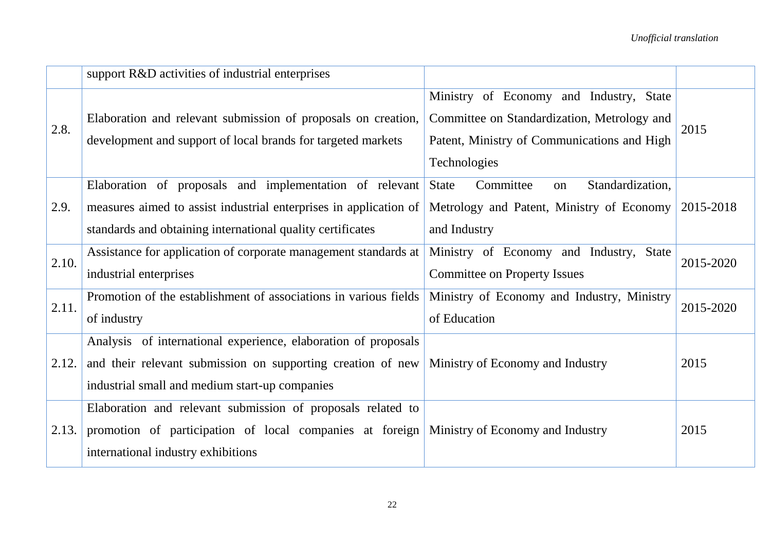|  |  |  |  |
|---|---|---|---|
|  | support R&D activities of industrial enterprises |  |  |
| 2.8. | Elaboration and relevant submission of proposals on creation, development and support of local brands for targeted markets | Ministry of Economy and Industry, State Committee on Standardization, Metrology and Patent, Ministry of Communications and High Technologies | 2015 |
| 2.9. | Elaboration of proposals and implementation of relevant measures aimed to assist industrial enterprises in application of standards and obtaining international quality certificates | State Committee on Standardization, Metrology and Patent, Ministry of Economy and Industry | 2015-2018 |
| 2.10. | Assistance for application of corporate management standards at industrial enterprises | Ministry of Economy and Industry, State Committee on Property Issues | 2015-2020 |
| 2.11. | Promotion of the establishment of associations in various fields of industry | Ministry of Economy and Industry, Ministry of Education | 2015-2020 |
| 2.12. | Analysis of international experience, elaboration of proposals and their relevant submission on supporting creation of new industrial small and medium start-up companies | Ministry of Economy and Industry | 2015 |
| 2.13. | Elaboration and relevant submission of proposals related to promotion of participation of local companies at foreign international industry exhibitions | Ministry of Economy and Industry | 2015 |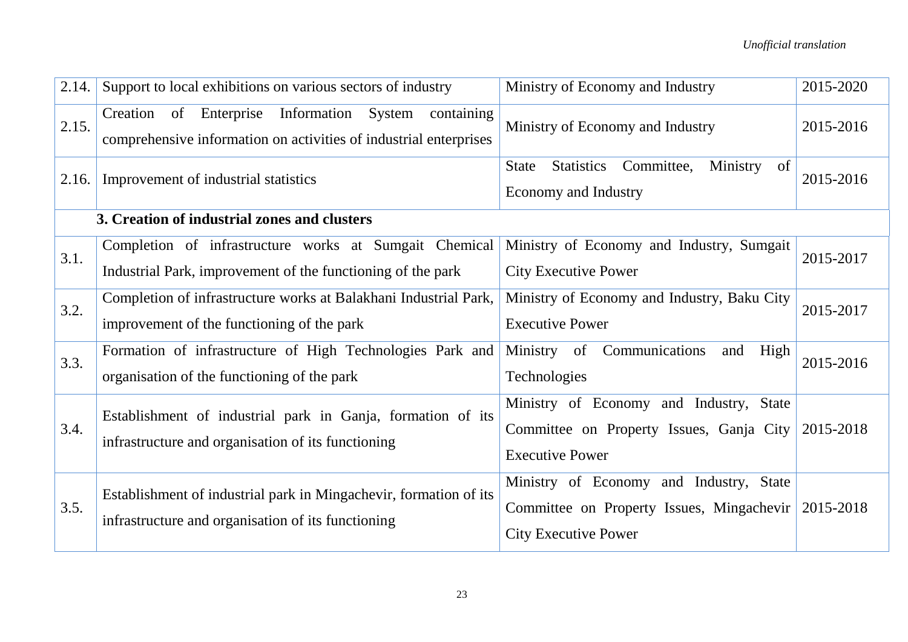| | | | |
|---|---|---|---|
| 2.14. | Support to local exhibitions on various sectors of industry | Ministry of Economy and Industry | 2015-2020 |
| 2.15. | Creation of Enterprise Information System containing comprehensive information on activities of industrial enterprises | Ministry of Economy and Industry | 2015-2016 |
| 2.16. | Improvement of industrial statistics | State Statistics Committee, Ministry of Economy and Industry | 2015-2016 |
| | **3. Creation of industrial zones and clusters** | | |
| 3.1. | Completion of infrastructure works at Sumgait Chemical Industrial Park, improvement of the functioning of the park | Ministry of Economy and Industry, Sumgait City Executive Power | 2015-2017 |
| 3.2. | Completion of infrastructure works at Balakhani Industrial Park, improvement of the functioning of the park | Ministry of Economy and Industry, Baku City Executive Power | 2015-2017 |
| 3.3. | Formation of infrastructure of High Technologies Park and organisation of the functioning of the park | Ministry of Communications and High Technologies | 2015-2016 |
| 3.4. | Establishment of industrial park in Ganja, formation of its infrastructure and organisation of its functioning | Ministry of Economy and Industry, State Committee on Property Issues, Ganja City Executive Power | 2015-2018 |
| 3.5. | Establishment of industrial park in Mingachevir, formation of its infrastructure and organisation of its functioning | Ministry of Economy and Industry, State Committee on Property Issues, Mingachevir City Executive Power | 2015-2018 |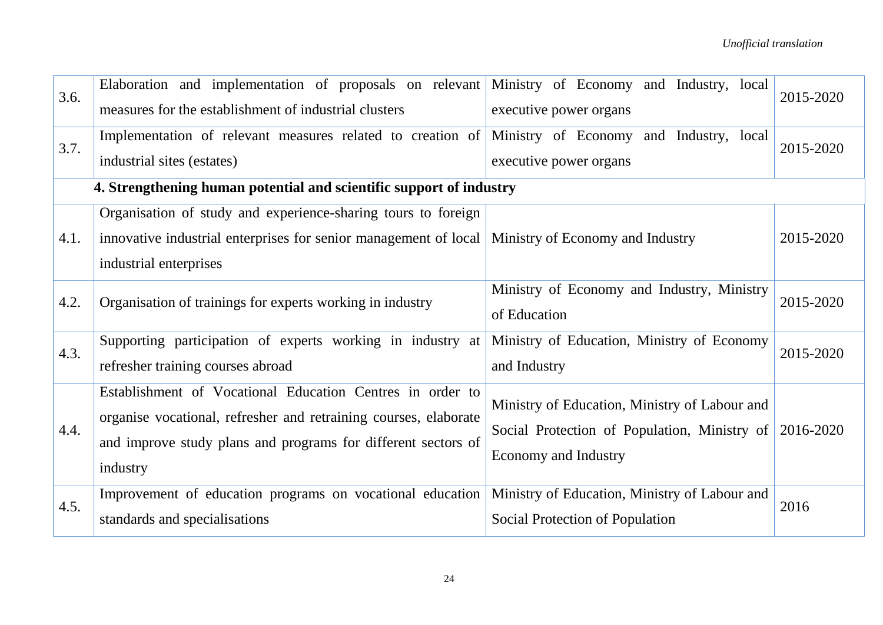| | | | |
|---|---|---|---|
| 3.6. | Elaboration and implementation of proposals on relevant measures for the establishment of industrial clusters | Ministry of Economy and Industry, local executive power organs | 2015-2020 |
| 3.7. | Implementation of relevant measures related to creation of industrial sites (estates) | Ministry of Economy and Industry, local executive power organs | 2015-2020 |
| | **4. Strengthening human potential and scientific support of industry** | | |
| 4.1. | Organisation of study and experience-sharing tours to foreign innovative industrial enterprises for senior management of local industrial enterprises | Ministry of Economy and Industry | 2015-2020 |
| 4.2. | Organisation of trainings for experts working in industry | Ministry of Economy and Industry, Ministry of Education | 2015-2020 |
| 4.3. | Supporting participation of experts working in industry at refresher training courses abroad | Ministry of Education, Ministry of Economy and Industry | 2015-2020 |
| 4.4. | Establishment of Vocational Education Centres in order to organise vocational, refresher and retraining courses, elaborate and improve study plans and programs for different sectors of industry | Ministry of Education, Ministry of Labour and Social Protection of Population, Ministry of Economy and Industry | 2016-2020 |
| 4.5. | Improvement of education programs on vocational education standards and specialisations | Ministry of Education, Ministry of Labour and Social Protection of Population | 2016 |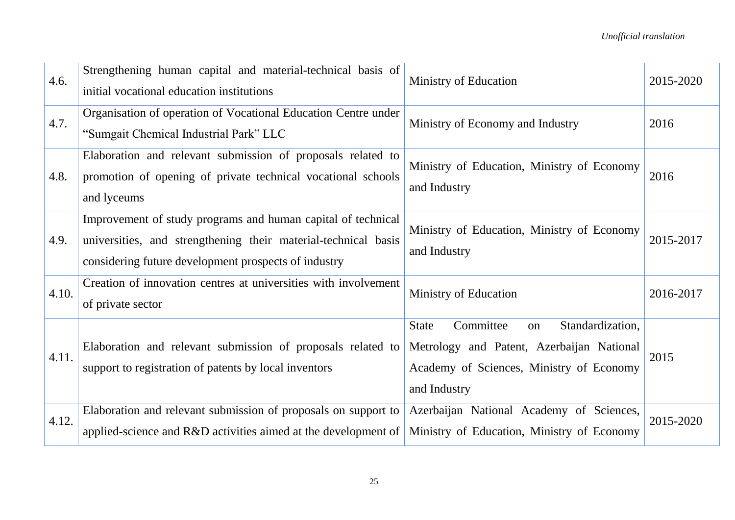| 4.6. | Strengthening human capital and material-technical basis of initial vocational education institutions | Ministry of Education | 2015-2020 |
|---|---|---|---|
| 4.7. | Organisation of operation of Vocational Education Centre under "Sumgait Chemical Industrial Park" LLC | Ministry of Economy and Industry | 2016 |
| 4.8. | Elaboration and relevant submission of proposals related to promotion of opening of private technical vocational schools and lyceums | Ministry of Education, Ministry of Economy and Industry | 2016 |
| 4.9. | Improvement of study programs and human capital of technical universities, and strengthening their material-technical basis considering future development prospects of industry | Ministry of Education, Ministry of Economy and Industry | 2015-2017 |
| 4.10. | Creation of innovation centres at universities with involvement of private sector | Ministry of Education | 2016-2017 |
| 4.11. | Elaboration and relevant submission of proposals related to support to registration of patents by local inventors | State Committee on Standardization, Metrology and Patent, Azerbaijan National Academy of Sciences, Ministry of Economy and Industry | 2015 |
| 4.12. | Elaboration and relevant submission of proposals on support to applied-science and R&D activities aimed at the development of | Azerbaijan National Academy of Sciences, Ministry of Education, Ministry of Economy | 2015-2020 |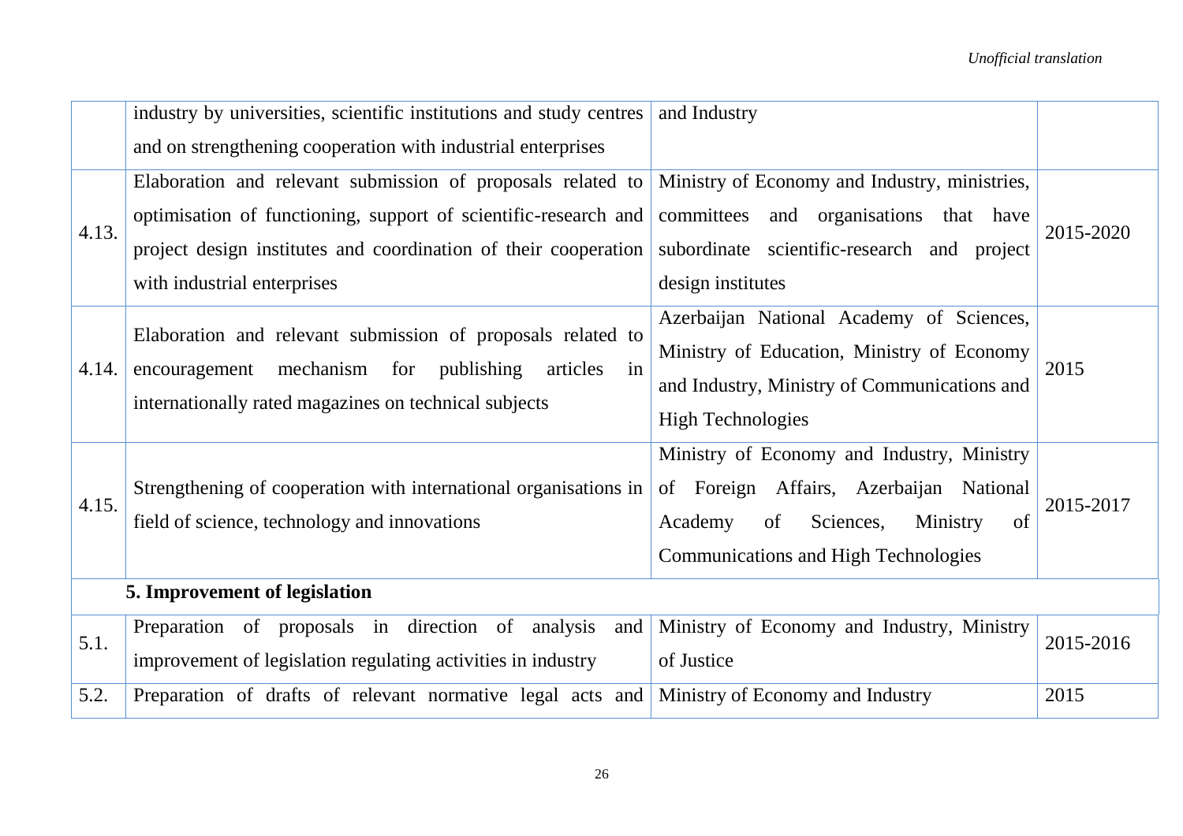| | | | |
|---|---|---|---|
| | industry by universities, scientific institutions and study centres and on strengthening cooperation with industrial enterprises | and Industry | |
| 4.13. | Elaboration and relevant submission of proposals related to optimisation of functioning, support of scientific-research and project design institutes and coordination of their cooperation with industrial enterprises | Ministry of Economy and Industry, ministries, committees and organisations that have subordinate scientific-research and project design institutes | 2015-2020 |
| 4.14. | Elaboration and relevant submission of proposals related to encouragement mechanism for publishing articles in internationally rated magazines on technical subjects | Azerbaijan National Academy of Sciences, Ministry of Education, Ministry of Economy and Industry, Ministry of Communications and High Technologies | 2015 |
| 4.15. | Strengthening of cooperation with international organisations in field of science, technology and innovations | Ministry of Economy and Industry, Ministry of Foreign Affairs, Azerbaijan National Academy of Sciences, Ministry of Communications and High Technologies | 2015-2017 |
| | **5. Improvement of legislation** | | |
| 5.1. | Preparation of proposals in direction of analysis and improvement of legislation regulating activities in industry | Ministry of Economy and Industry, Ministry of Justice | 2015-2016 |
| 5.2. | Preparation of drafts of relevant normative legal acts and | Ministry of Economy and Industry | 2015 |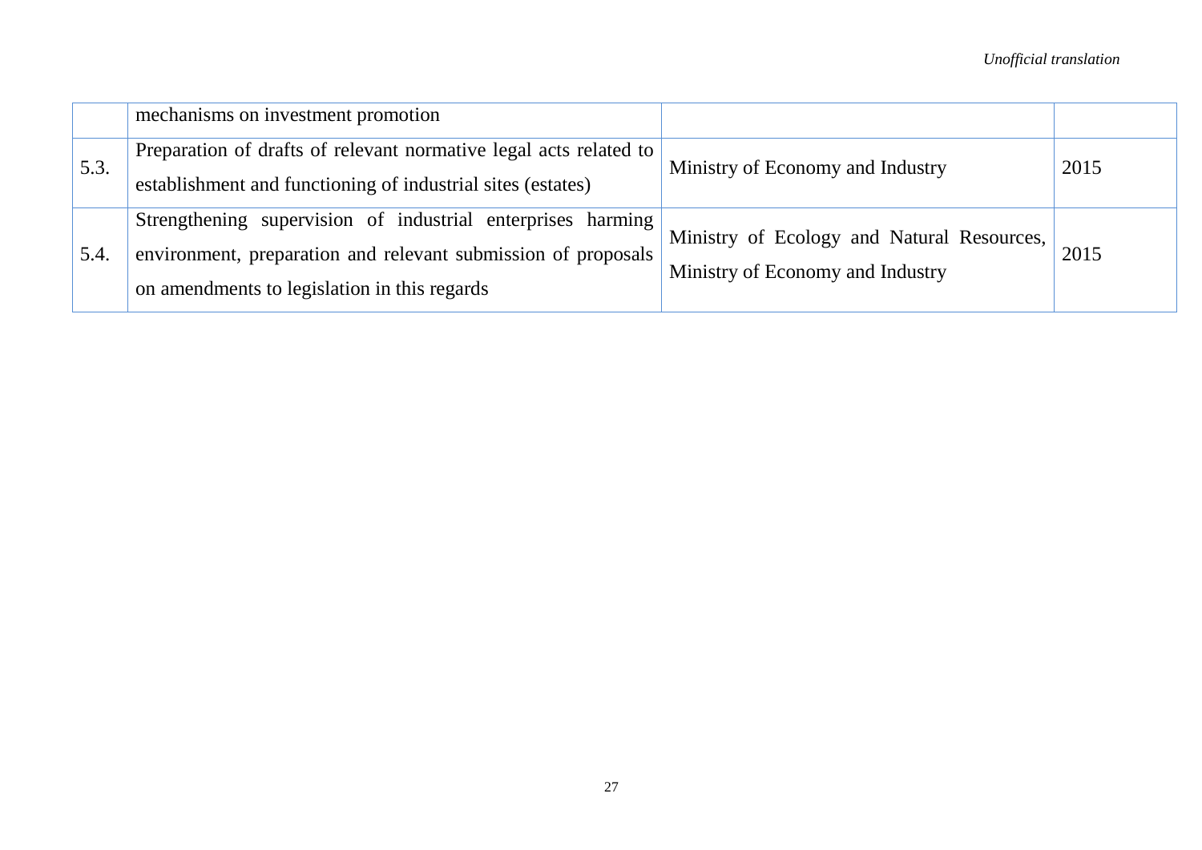| | | | |
|---|---|---|---|
| | mechanisms on investment promotion | | |
| 5.3. | Preparation of drafts of relevant normative legal acts related to establishment and functioning of industrial sites (estates) | Ministry of Economy and Industry | 2015 |
| 5.4. | Strengthening supervision of industrial enterprises harming environment, preparation and relevant submission of proposals on amendments to legislation in this regards | Ministry of Ecology and Natural Resources, Ministry of Economy and Industry | 2015 |